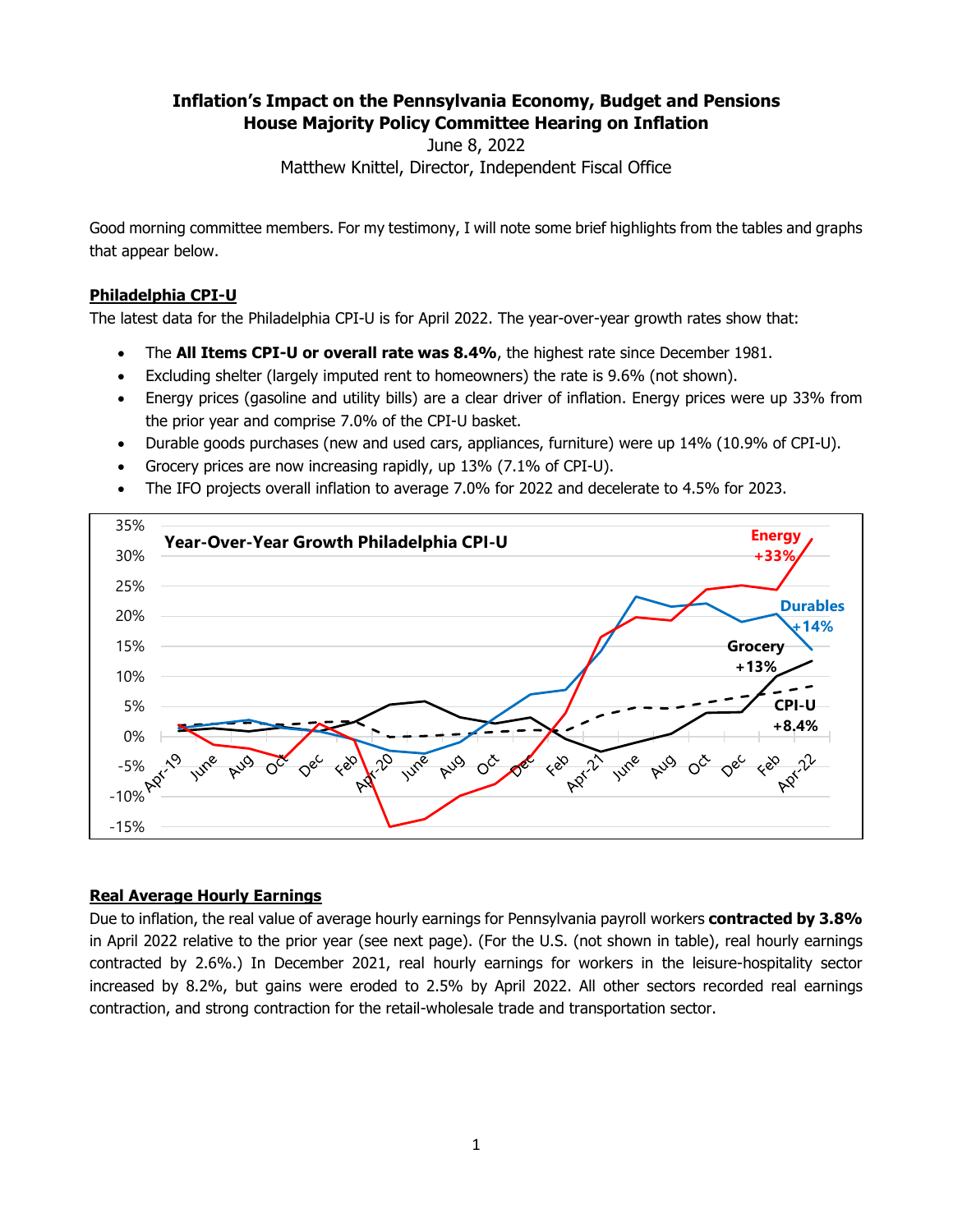# Inflation's Impact on the Pennsylvania Economy, Budget and Pensions
## House Majority Policy Committee Hearing on Inflation

June 8, 2022

Matthew Knittel, Director, Independent Fiscal Office

Good morning committee members. For my testimony, I will note some brief highlights from the tables and graphs that appear below.

### Philadelphia CPI-U

The latest data for the Philadelphia CPI-U is for April 2022. The year-over-year growth rates show that:

- The **All Items CPI-U or overall rate was 8.4%**, the highest rate since December 1981.
- Excluding shelter (largely imputed rent to homeowners) the rate is 9.6% (not shown).
- Energy prices (gasoline and utility bills) are a clear driver of inflation. Energy prices were up 33% from the prior year and comprise 7.0% of the CPI-U basket.
- Durable goods purchases (new and used cars, appliances, furniture) were up 14% (10.9% of CPI-U).
- Grocery prices are now increasing rapidly, up 13% (7.1% of CPI-U).
- The IFO projects overall inflation to average 7.0% for 2022 and decelerate to 4.5% for 2023.

Year-Over-Year Growth Philadelphia CPI-U

Energy +33%; Durables +14%; Grocery +13%; CPI-U +8.4%

### Real Average Hourly Earnings

Due to inflation, the real value of average hourly earnings for Pennsylvania payroll workers **contracted by 3.8%** in April 2022 relative to the prior year (see next page). (For the U.S. (not shown in table), real hourly earnings contracted by 2.6%.) In December 2021, real hourly earnings for workers in the leisure-hospitality sector increased by 8.2%, but gains were eroded to 2.5% by April 2022. All other sectors recorded real earnings contraction, and strong contraction for the retail-wholesale trade and transportation sector.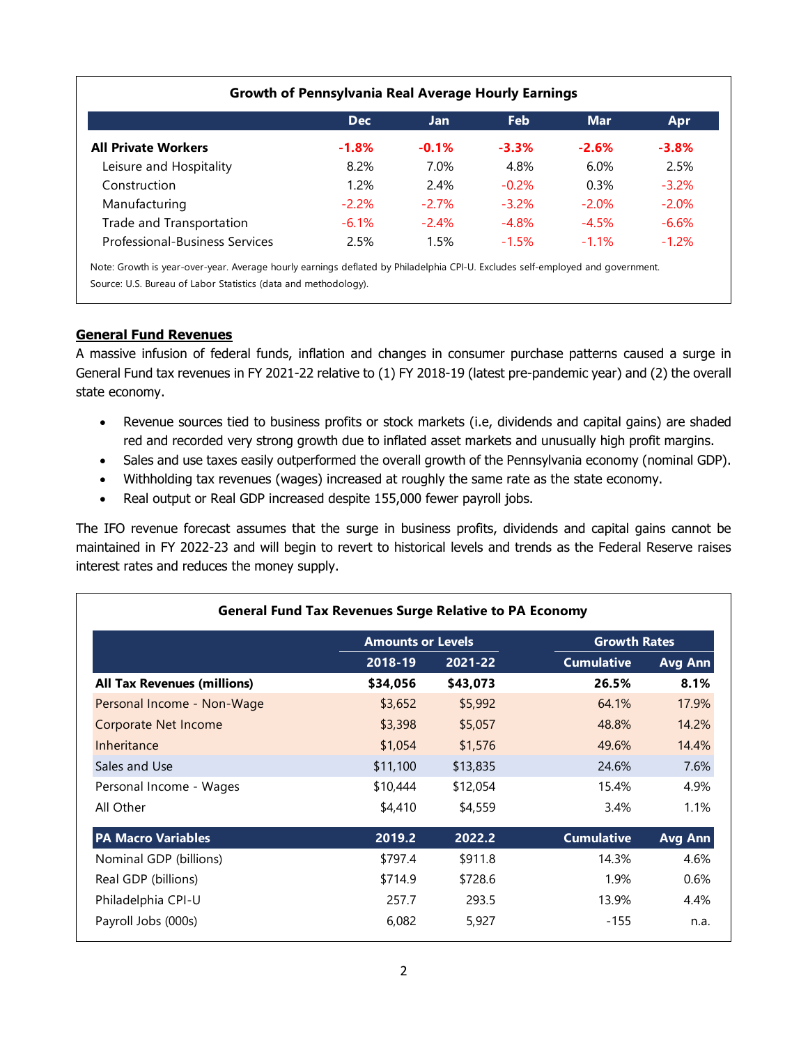**Growth of Pennsylvania Real Average Hourly Earnings**

| | Dec | Jan | Feb | Mar | Apr |
|---|---|---|---|---|---|
| **All Private Workers** | **-1.8%** | **-0.1%** | **-3.3%** | **-2.6%** | **-3.8%** |
| Leisure and Hospitality | 8.2% | 7.0% | 4.8% | 6.0% | 2.5% |
| Construction | 1.2% | 2.4% | -0.2% | 0.3% | -3.2% |
| Manufacturing | -2.2% | -2.7% | -3.2% | -2.0% | -2.0% |
| Trade and Transportation | -6.1% | -2.4% | -4.8% | -4.5% | -6.6% |
| Professional-Business Services | 2.5% | 1.5% | -1.5% | -1.1% | -1.2% |

Note: Growth is year-over-year. Average hourly earnings deflated by Philadelphia CPI-U. Excludes self-employed and government.
Source: U.S. Bureau of Labor Statistics (data and methodology).

## General Fund Revenues

A massive infusion of federal funds, inflation and changes in consumer purchase patterns caused a surge in General Fund tax revenues in FY 2021-22 relative to (1) FY 2018-19 (latest pre-pandemic year) and (2) the overall state economy.

- Revenue sources tied to business profits or stock markets (i.e, dividends and capital gains) are shaded red and recorded very strong growth due to inflated asset markets and unusually high profit margins.
- Sales and use taxes easily outperformed the overall growth of the Pennsylvania economy (nominal GDP).
- Withholding tax revenues (wages) increased at roughly the same rate as the state economy.
- Real output or Real GDP increased despite 155,000 fewer payroll jobs.

The IFO revenue forecast assumes that the surge in business profits, dividends and capital gains cannot be maintained in FY 2022-23 and will begin to revert to historical levels and trends as the Federal Reserve raises interest rates and reduces the money supply.

**General Fund Tax Revenues Surge Relative to PA Economy**

| | Amounts or Levels | | Growth Rates | |
|---|---|---|---|---|
| | 2018-19 | 2021-22 | Cumulative | Avg Ann |
| **All Tax Revenues (millions)** | **$34,056** | **$43,073** | **26.5%** | **8.1%** |
| Personal Income - Non-Wage | $3,652 | $5,992 | 64.1% | 17.9% |
| Corporate Net Income | $3,398 | $5,057 | 48.8% | 14.2% |
| Inheritance | $1,054 | $1,576 | 49.6% | 14.4% |
| Sales and Use | $11,100 | $13,835 | 24.6% | 7.6% |
| Personal Income - Wages | $10,444 | $12,054 | 15.4% | 4.9% |
| All Other | $4,410 | $4,559 | 3.4% | 1.1% |
| **PA Macro Variables** | **2019.2** | **2022.2** | **Cumulative** | **Avg Ann** |
| Nominal GDP (billions) | $797.4 | $911.8 | 14.3% | 4.6% |
| Real GDP (billions) | $714.9 | $728.6 | 1.9% | 0.6% |
| Philadelphia CPI-U | 257.7 | 293.5 | 13.9% | 4.4% |
| Payroll Jobs (000s) | 6,082 | 5,927 | -155 | n.a. |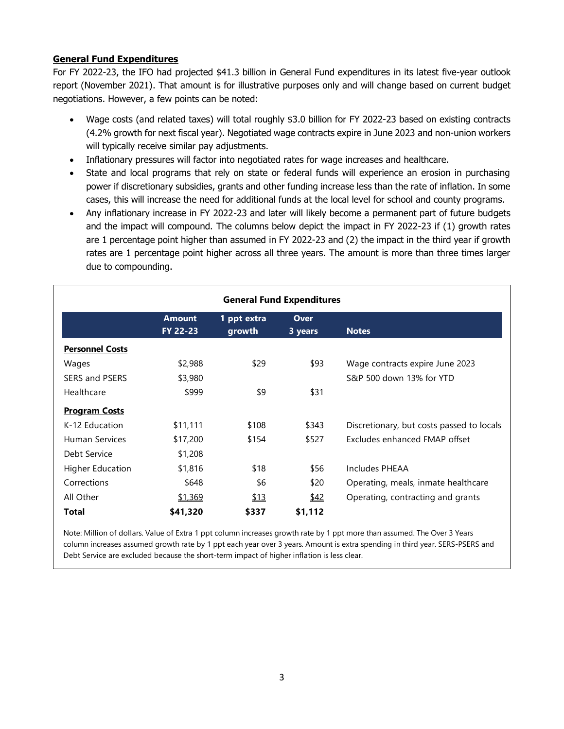## General Fund Expenditures

For FY 2022-23, the IFO had projected $41.3 billion in General Fund expenditures in its latest five-year outlook report (November 2021). That amount is for illustrative purposes only and will change based on current budget negotiations. However, a few points can be noted:

- Wage costs (and related taxes) will total roughly $3.0 billion for FY 2022-23 based on existing contracts (4.2% growth for next fiscal year). Negotiated wage contracts expire in June 2023 and non-union workers will typically receive similar pay adjustments.
- Inflationary pressures will factor into negotiated rates for wage increases and healthcare.
- State and local programs that rely on state or federal funds will experience an erosion in purchasing power if discretionary subsidies, grants and other funding increase less than the rate of inflation. In some cases, this will increase the need for additional funds at the local level for school and county programs.
- Any inflationary increase in FY 2022-23 and later will likely become a permanent part of future budgets and the impact will compound. The columns below depict the impact in FY 2022-23 if (1) growth rates are 1 percentage point higher than assumed in FY 2022-23 and (2) the impact in the third year if growth rates are 1 percentage point higher across all three years. The amount is more than three times larger due to compounding.

**General Fund Expenditures**

| | Amount FY 22-23 | 1 ppt extra growth | Over 3 years | Notes |
|---|---|---|---|---|
| **Personnel Costs** | | | | |
| Wages | $2,988 | $29 | $93 | Wage contracts expire June 2023 |
| SERS and PSERS | $3,980 | | | S&P 500 down 13% for YTD |
| Healthcare | $999 | $9 | $31 | |
| **Program Costs** | | | | |
| K-12 Education | $11,111 | $108 | $343 | Discretionary, but costs passed to locals |
| Human Services | $17,200 | $154 | $527 | Excludes enhanced FMAP offset |
| Debt Service | $1,208 | | | |
| Higher Education | $1,816 | $18 | $56 | Includes PHEAA |
| Corrections | $648 | $6 | $20 | Operating, meals, inmate healthcare |
| All Other | $1,369 | $13 | $42 | Operating, contracting and grants |
| **Total** | **$41,320** | **$337** | **$1,112** | |

Note: Million of dollars. Value of Extra 1 ppt column increases growth rate by 1 ppt more than assumed. The Over 3 Years column increases assumed growth rate by 1 ppt each year over 3 years. Amount is extra spending in third year. SERS-PSERS and Debt Service are excluded because the short-term impact of higher inflation is less clear.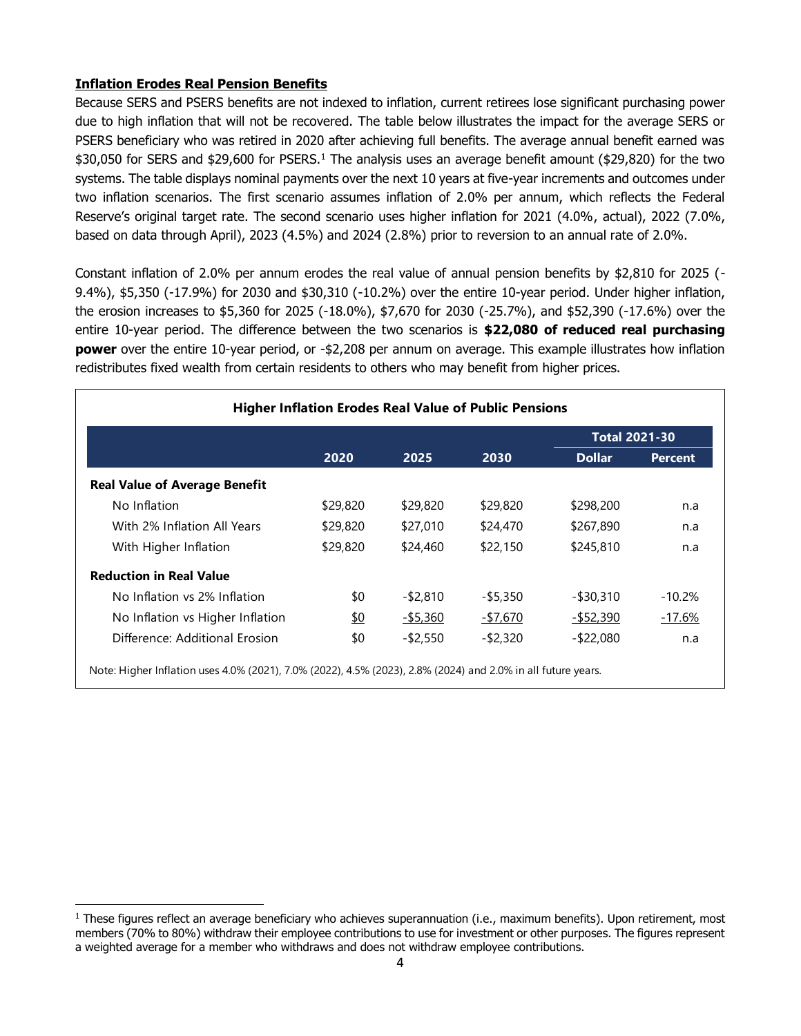**Inflation Erodes Real Pension Benefits**

Because SERS and PSERS benefits are not indexed to inflation, current retirees lose significant purchasing power due to high inflation that will not be recovered. The table below illustrates the impact for the average SERS or PSERS beneficiary who was retired in 2020 after achieving full benefits. The average annual benefit earned was $30,050 for SERS and $29,600 for PSERS.[1] The analysis uses an average benefit amount ($29,820) for the two systems. The table displays nominal payments over the next 10 years at five-year increments and outcomes under two inflation scenarios. The first scenario assumes inflation of 2.0% per annum, which reflects the Federal Reserve's original target rate. The second scenario uses higher inflation for 2021 (4.0%, actual), 2022 (7.0%, based on data through April), 2023 (4.5%) and 2024 (2.8%) prior to reversion to an annual rate of 2.0%.

Constant inflation of 2.0% per annum erodes the real value of annual pension benefits by $2,810 for 2025 (-9.4%), $5,350 (-17.9%) for 2030 and $30,310 (-10.2%) over the entire 10-year period. Under higher inflation, the erosion increases to $5,360 for 2025 (-18.0%), $7,670 for 2030 (-25.7%), and $52,390 (-17.6%) over the entire 10-year period. The difference between the two scenarios is **$22,080 of reduced real purchasing power** over the entire 10-year period, or -$2,208 per annum on average. This example illustrates how inflation redistributes fixed wealth from certain residents to others who may benefit from higher prices.

**Higher Inflation Erodes Real Value of Public Pensions**

| | 2020 | 2025 | 2030 | Total 2021-30 Dollar | Total 2021-30 Percent |
|---|---|---|---|---|---|
| **Real Value of Average Benefit** | | | | | |
| No Inflation | $29,820 | $29,820 | $29,820 | $298,200 | n.a |
| With 2% Inflation All Years | $29,820 | $27,010 | $24,470 | $267,890 | n.a |
| With Higher Inflation | $29,820 | $24,460 | $22,150 | $245,810 | n.a |
| **Reduction in Real Value** | | | | | |
| No Inflation vs 2% Inflation | $0 | -$2,810 | -$5,350 | -$30,310 | -10.2% |
| No Inflation vs Higher Inflation | $0 | -$5,360 | -$7,670 | -$52,390 | -17.6% |
| Difference: Additional Erosion | $0 | -$2,550 | -$2,320 | -$22,080 | n.a |

Note: Higher Inflation uses 4.0% (2021), 7.0% (2022), 4.5% (2023), 2.8% (2024) and 2.0% in all future years.

[1] These figures reflect an average beneficiary who achieves superannuation (i.e., maximum benefits). Upon retirement, most members (70% to 80%) withdraw their employee contributions to use for investment or other purposes. The figures represent a weighted average for a member who withdraws and does not withdraw employee contributions.